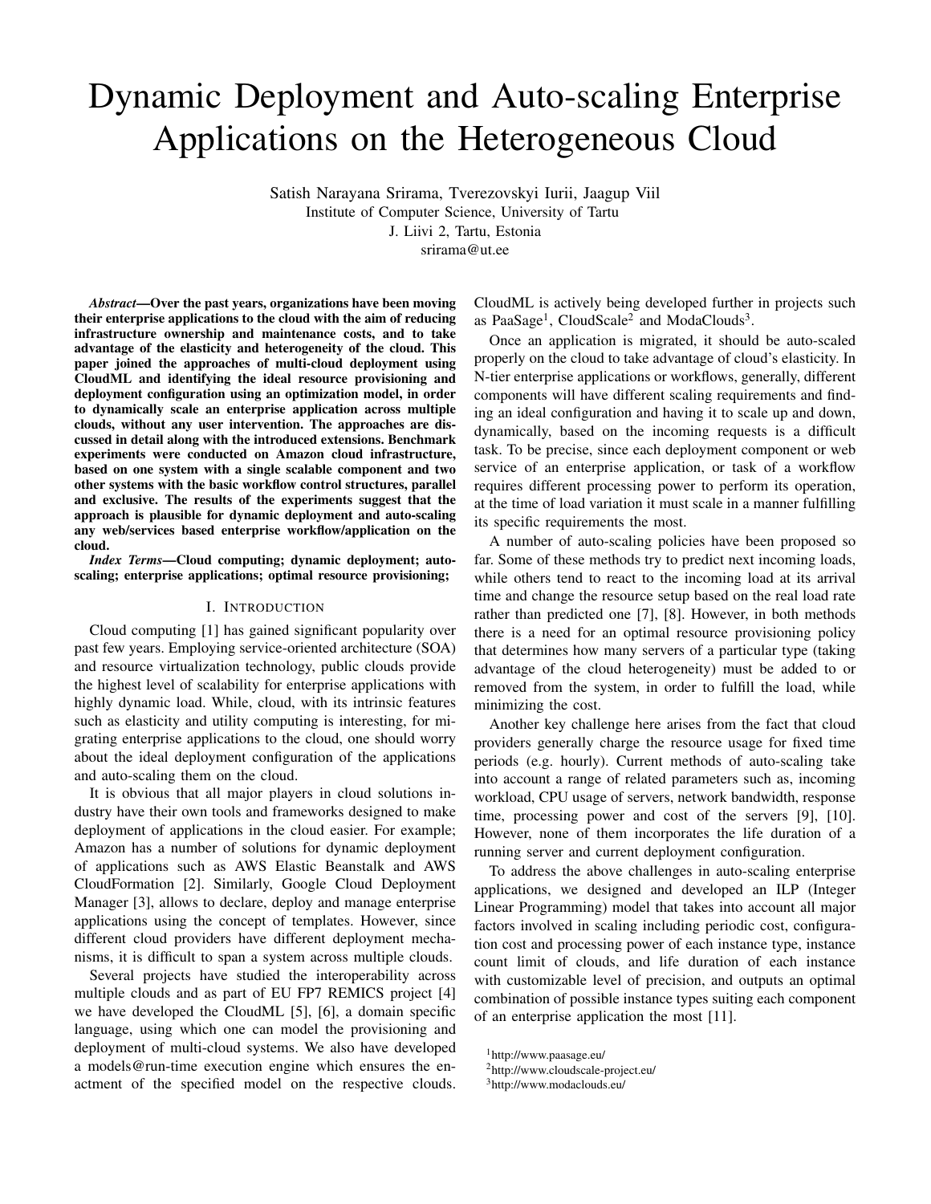# Dynamic Deployment and Auto-scaling Enterprise Applications on the Heterogeneous Cloud

Satish Narayana Srirama, Tverezovskyi Iurii, Jaagup Viil
Institute of Computer Science, University of Tartu
J. Liivi 2, Tartu, Estonia
srirama@ut.ee

***Abstract*—Over the past years, organizations have been moving their enterprise applications to the cloud with the aim of reducing infrastructure ownership and maintenance costs, and to take advantage of the elasticity and heterogeneity of the cloud. This paper joined the approaches of multi-cloud deployment using CloudML and identifying the ideal resource provisioning and deployment configuration using an optimization model, in order to dynamically scale an enterprise application across multiple clouds, without any user intervention. The approaches are discussed in detail along with the introduced extensions. Benchmark experiments were conducted on Amazon cloud infrastructure, based on one system with a single scalable component and two other systems with the basic workflow control structures, parallel and exclusive. The results of the experiments suggest that the approach is plausible for dynamic deployment and auto-scaling any web/services based enterprise workflow/application on the cloud.**

***Index Terms*—Cloud computing; dynamic deployment; auto-scaling; enterprise applications; optimal resource provisioning;**

## I. Introduction

Cloud computing [1] has gained significant popularity over past few years. Employing service-oriented architecture (SOA) and resource virtualization technology, public clouds provide the highest level of scalability for enterprise applications with highly dynamic load. While, cloud, with its intrinsic features such as elasticity and utility computing is interesting, for migrating enterprise applications to the cloud, one should worry about the ideal deployment configuration of the applications and auto-scaling them on the cloud.

It is obvious that all major players in cloud solutions industry have their own tools and frameworks designed to make deployment of applications in the cloud easier. For example; Amazon has a number of solutions for dynamic deployment of applications such as AWS Elastic Beanstalk and AWS CloudFormation [2]. Similarly, Google Cloud Deployment Manager [3], allows to declare, deploy and manage enterprise applications using the concept of templates. However, since different cloud providers have different deployment mechanisms, it is difficult to span a system across multiple clouds.

Several projects have studied the interoperability across multiple clouds and as part of EU FP7 REMICS project [4] we have developed the CloudML [5], [6], a domain specific language, using which one can model the provisioning and deployment of multi-cloud systems. We also have developed a models@run-time execution engine which ensures the enactment of the specified model on the respective clouds. CloudML is actively being developed further in projects such as PaaSage[1], CloudScale[2] and ModaClouds[3].

Once an application is migrated, it should be auto-scaled properly on the cloud to take advantage of cloud's elasticity. In N-tier enterprise applications or workflows, generally, different components will have different scaling requirements and finding an ideal configuration and having it to scale up and down, dynamically, based on the incoming requests is a difficult task. To be precise, since each deployment component or web service of an enterprise application, or task of a workflow requires different processing power to perform its operation, at the time of load variation it must scale in a manner fulfilling its specific requirements the most.

A number of auto-scaling policies have been proposed so far. Some of these methods try to predict next incoming loads, while others tend to react to the incoming load at its arrival time and change the resource setup based on the real load rate rather than predicted one [7], [8]. However, in both methods there is a need for an optimal resource provisioning policy that determines how many servers of a particular type (taking advantage of the cloud heterogeneity) must be added to or removed from the system, in order to fulfill the load, while minimizing the cost.

Another key challenge here arises from the fact that cloud providers generally charge the resource usage for fixed time periods (e.g. hourly). Current methods of auto-scaling take into account a range of related parameters such as, incoming workload, CPU usage of servers, network bandwidth, response time, processing power and cost of the servers [9], [10]. However, none of them incorporates the life duration of a running server and current deployment configuration.

To address the above challenges in auto-scaling enterprise applications, we designed and developed an ILP (Integer Linear Programming) model that takes into account all major factors involved in scaling including periodic cost, configuration cost and processing power of each instance type, instance count limit of clouds, and life duration of each instance with customizable level of precision, and outputs an optimal combination of possible instance types suiting each component of an enterprise application the most [11].

[1] http://www.paasage.eu/
[2] http://www.cloudscale-project.eu/
[3] http://www.modaclouds.eu/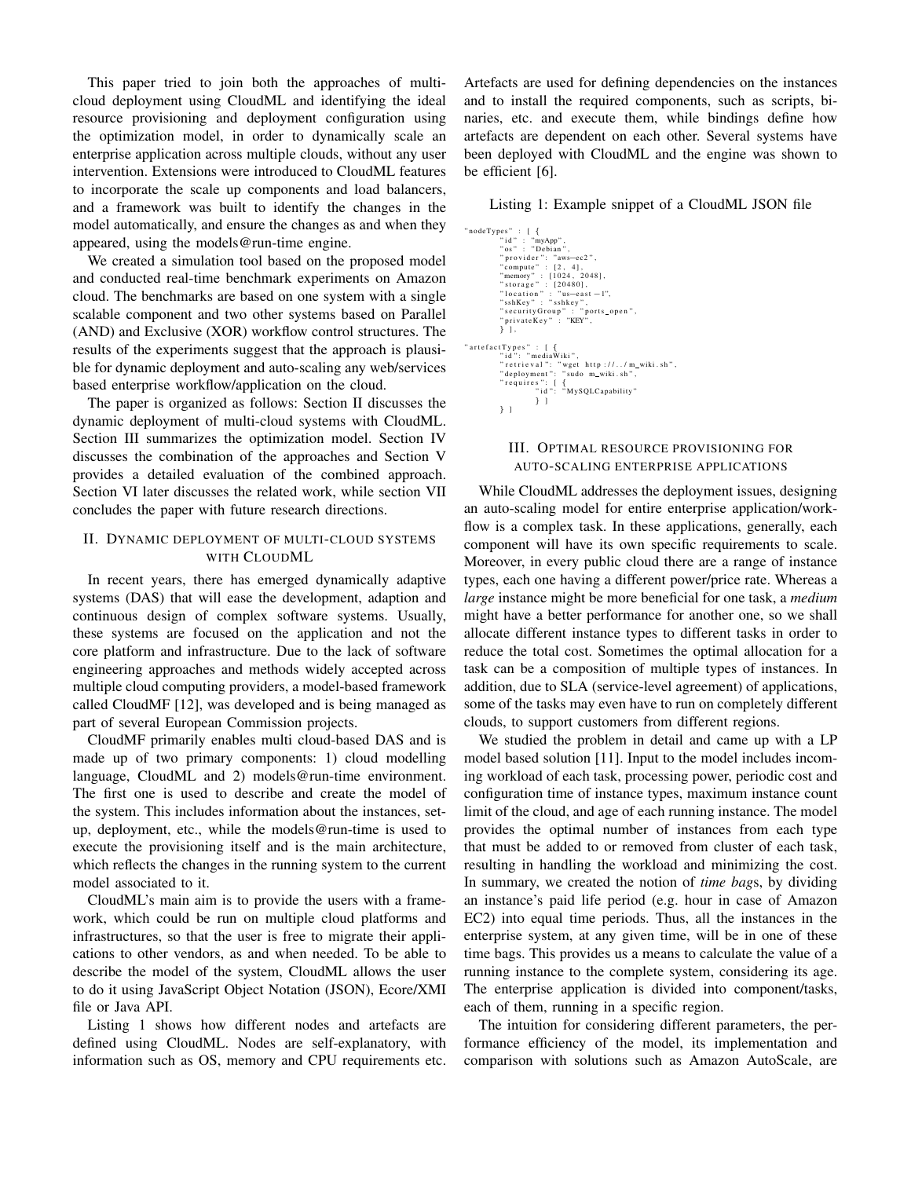This paper tried to join both the approaches of multi-cloud deployment using CloudML and identifying the ideal resource provisioning and deployment configuration using the optimization model, in order to dynamically scale an enterprise application across multiple clouds, without any user intervention. Extensions were introduced to CloudML features to incorporate the scale up components and load balancers, and a framework was built to identify the changes in the model automatically, and ensure the changes as and when they appeared, using the models@run-time engine.

We created a simulation tool based on the proposed model and conducted real-time benchmark experiments on Amazon cloud. The benchmarks are based on one system with a single scalable component and two other systems based on Parallel (AND) and Exclusive (XOR) workflow control structures. The results of the experiments suggest that the approach is plausible for dynamic deployment and auto-scaling any web/services based enterprise workflow/application on the cloud.

The paper is organized as follows: Section II discusses the dynamic deployment of multi-cloud systems with CloudML. Section III summarizes the optimization model. Section IV discusses the combination of the approaches and Section V provides a detailed evaluation of the combined approach. Section VI later discusses the related work, while section VII concludes the paper with future research directions.

## II. Dynamic deployment of multi-cloud systems with CloudML

In recent years, there has emerged dynamically adaptive systems (DAS) that will ease the development, adaption and continuous design of complex software systems. Usually, these systems are focused on the application and not the core platform and infrastructure. Due to the lack of software engineering approaches and methods widely accepted across multiple cloud computing providers, a model-based framework called CloudMF [12], was developed and is being managed as part of several European Commission projects.

CloudMF primarily enables multi cloud-based DAS and is made up of two primary components: 1) cloud modelling language, CloudML and 2) models@run-time environment. The first one is used to describe and create the model of the system. This includes information about the instances, setup, deployment, etc., while the models@run-time is used to execute the provisioning itself and is the main architecture, which reflects the changes in the running system to the current model associated to it.

CloudML's main aim is to provide the users with a framework, which could be run on multiple cloud platforms and infrastructures, so that the user is free to migrate their applications to other vendors, as and when needed. To be able to describe the model of the system, CloudML allows the user to do it using JavaScript Object Notation (JSON), Ecore/XMI file or Java API.

Listing 1 shows how different nodes and artefacts are defined using CloudML. Nodes are self-explanatory, with information such as OS, memory and CPU requirements etc. Artefacts are used for defining dependencies on the instances and to install the required components, such as scripts, binaries, etc. and execute them, while bindings define how artefacts are dependent on each other. Several systems have been deployed with CloudML and the engine was shown to be efficient [6].

Listing 1: Example snippet of a CloudML JSON file

```
"nodeTypes" : [ {
        "id" : "myApp",
        "os" : "Debian",
        "provider": "aws-ec2",
        "compute" : [2, 4],
        "memory" : [1024, 2048],
        "storage" : [20480],
        "location" : "us-east-1",
        "sshKey" : "sshkey",
        "securityGroup" : "ports_open",
        "privateKey" : "KEY",
        } ],

"artefactTypes" : [ {
        "id": "mediaWiki",
        "retrieval": "wget http://../m_wiki.sh",
        "deployment": "sudo m_wiki.sh",
        "requires": [ {
                "id": "MySQLCapability"
                } ]
        } ]
```

## III. Optimal resource provisioning for auto-scaling enterprise applications

While CloudML addresses the deployment issues, designing an auto-scaling model for entire enterprise application/workflow is a complex task. In these applications, generally, each component will have its own specific requirements to scale. Moreover, in every public cloud there are a range of instance types, each one having a different power/price rate. Whereas a *large* instance might be more beneficial for one task, a *medium* might have a better performance for another one, so we shall allocate different instance types to different tasks in order to reduce the total cost. Sometimes the optimal allocation for a task can be a composition of multiple types of instances. In addition, due to SLA (service-level agreement) of applications, some of the tasks may even have to run on completely different clouds, to support customers from different regions.

We studied the problem in detail and came up with a LP model based solution [11]. Input to the model includes incoming workload of each task, processing power, periodic cost and configuration time of instance types, maximum instance count limit of the cloud, and age of each running instance. The model provides the optimal number of instances from each type that must be added to or removed from cluster of each task, resulting in handling the workload and minimizing the cost. In summary, we created the notion of *time bag*s, by dividing an instance's paid life period (e.g. hour in case of Amazon EC2) into equal time periods. Thus, all the instances in the enterprise system, at any given time, will be in one of these time bags. This provides us a means to calculate the value of a running instance to the complete system, considering its age. The enterprise application is divided into component/tasks, each of them, running in a specific region.

The intuition for considering different parameters, the performance efficiency of the model, its implementation and comparison with solutions such as Amazon AutoScale, are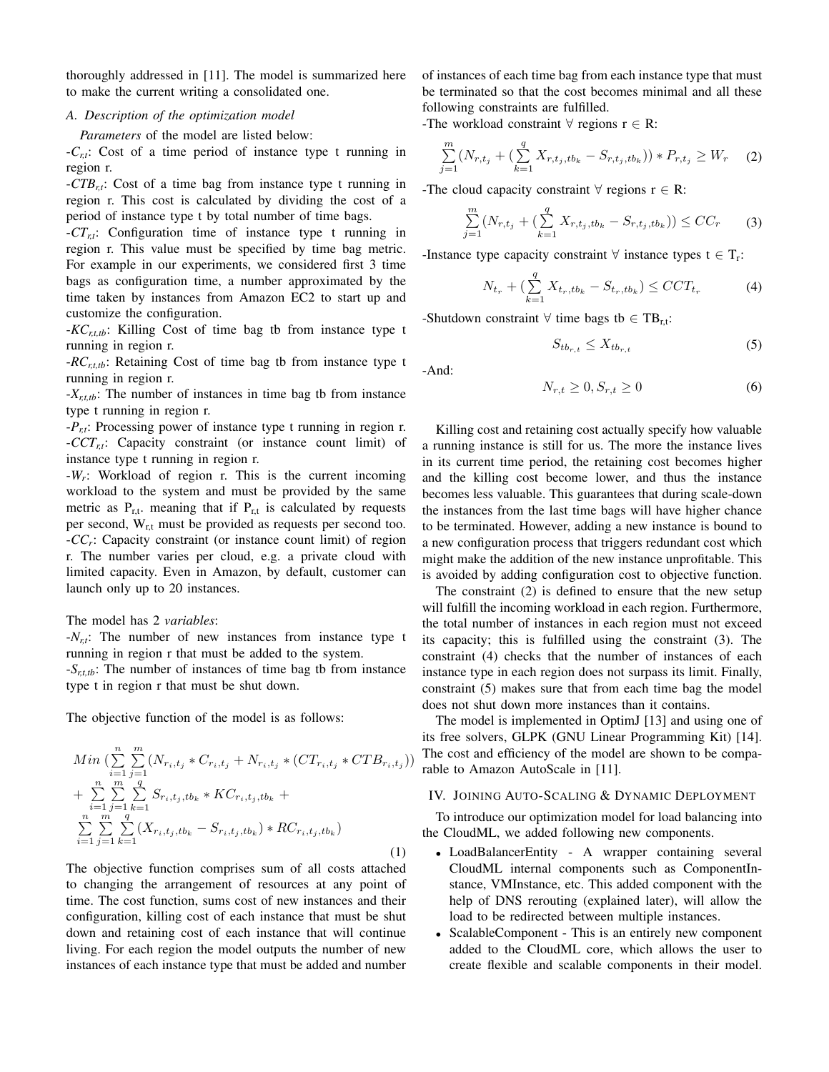thoroughly addressed in [11]. The model is summarized here to make the current writing a consolidated one.

### A. Description of the optimization model

*Parameters* of the model are listed below:

-$C_{r,t}$: Cost of a time period of instance type t running in region r.

-$CTB_{r,t}$: Cost of a time bag from instance type t running in region r. This cost is calculated by dividing the cost of a period of instance type t by total number of time bags.

-$CT_{r,t}$: Configuration time of instance type t running in region r. This value must be specified by time bag metric. For example in our experiments, we considered first 3 time bags as configuration time, a number approximated by the time taken by instances from Amazon EC2 to start up and customize the configuration.

-$KC_{r,t,tb}$: Killing Cost of time bag tb from instance type t running in region r.

-$RC_{r,t,tb}$: Retaining Cost of time bag tb from instance type t running in region r.

-$X_{r,t,tb}$: The number of instances in time bag tb from instance type t running in region r.

-$P_{r,t}$: Processing power of instance type t running in region r.

-$CCT_{r,t}$: Capacity constraint (or instance count limit) of instance type t running in region r.

-$W_r$: Workload of region r. This is the current incoming workload to the system and must be provided by the same metric as $P_{r,t}$. meaning that if $P_{r,t}$ is calculated by requests per second, $W_{r,t}$ must be provided as requests per second too.

-$CC_r$: Capacity constraint (or instance count limit) of region r. The number varies per cloud, e.g. a private cloud with limited capacity. Even in Amazon, by default, customer can launch only up to 20 instances.

The model has 2 *variables*:

-$N_{r,t}$: The number of new instances from instance type t running in region r that must be added to the system.

-$S_{r,t,tb}$: The number of instances of time bag tb from instance type t in region r that must be shut down.

The objective function of the model is as follows:

$$
\begin{aligned}
&Min\,(\sum_{i=1}^{n}\sum_{j=1}^{m}(N_{r_i,t_j} * C_{r_i,t_j} + N_{r_i,t_j} * (CT_{r_i,t_j} * CTB_{r_i,t_j}))\\
&+ \sum_{i=1}^{n}\sum_{j=1}^{m}\sum_{k=1}^{q} S_{r_i,t_j,tb_k} * KC_{r_i,t_j,tb_k} +\\
&\sum_{i=1}^{n}\sum_{j=1}^{m}\sum_{k=1}^{q}(X_{r_i,t_j,tb_k} - S_{r_i,t_j,tb_k}) * RC_{r_i,t_j,tb_k})
\end{aligned}
\tag{1}
$$

The objective function comprises sum of all costs attached to changing the arrangement of resources at any point of time. The cost function, sums cost of new instances and their configuration, killing cost of each instance that must be shut down and retaining cost of each instance that will continue living. For each region the model outputs the number of new instances of each instance type that must be added and number of instances of each time bag from each instance type that must be terminated so that the cost becomes minimal and all these following constraints are fulfilled.

-The workload constraint ∀ regions r ∈ R:

$$
\sum_{j=1}^{m}(N_{r,t_j} + (\sum_{k=1}^{q} X_{r,t_j,tb_k} - S_{r,t_j,tb_k})) * P_{r,t_j} \geq W_r \tag{2}
$$

-The cloud capacity constraint ∀ regions r ∈ R:

$$
\sum_{j=1}^{m}(N_{r,t_j} + (\sum_{k=1}^{q} X_{r,t_j,tb_k} - S_{r,t_j,tb_k})) \leq CC_r \tag{3}
$$

-Instance type capacity constraint ∀ instance types t ∈ $T_r$:

$$
N_{t_r} + (\sum_{k=1}^{q} X_{t_r,tb_k} - S_{t_r,tb_k}) \leq CCT_{t_r} \tag{4}
$$

-Shutdown constraint ∀ time bags tb ∈ $TB_{r,t}$:

$$
S_{tb_{r,t}} \leq X_{tb_{r,t}} \tag{5}
$$

-And:

$$
N_{r,t} \geq 0, S_{r,t} \geq 0 \tag{6}
$$

Killing cost and retaining cost actually specify how valuable a running instance is still for us. The more the instance lives in its current time period, the retaining cost becomes higher and the killing cost become lower, and thus the instance becomes less valuable. This guarantees that during scale-down the instances from the last time bags will have higher chance to be terminated. However, adding a new instance is bound to a new configuration process that triggers redundant cost which might make the addition of the new instance unprofitable. This is avoided by adding configuration cost to objective function.

The constraint (2) is defined to ensure that the new setup will fulfill the incoming workload in each region. Furthermore, the total number of instances in each region must not exceed its capacity; this is fulfilled using the constraint (3). The constraint (4) checks that the number of instances of each instance type in each region does not surpass its limit. Finally, constraint (5) makes sure that from each time bag the model does not shut down more instances than it contains.

The model is implemented in OptimJ [13] and using one of its free solvers, GLPK (GNU Linear Programming Kit) [14]. The cost and efficiency of the model are shown to be comparable to Amazon AutoScale in [11].

## IV. Joining Auto-Scaling & Dynamic Deployment

To introduce our optimization model for load balancing into the CloudML, we added following new components.

- LoadBalancerEntity - A wrapper containing several CloudML internal components such as ComponentInstance, VMInstance, etc. This added component with the help of DNS rerouting (explained later), will allow the load to be redirected between multiple instances.
- ScalableComponent - This is an entirely new component added to the CloudML core, which allows the user to create flexible and scalable components in their model.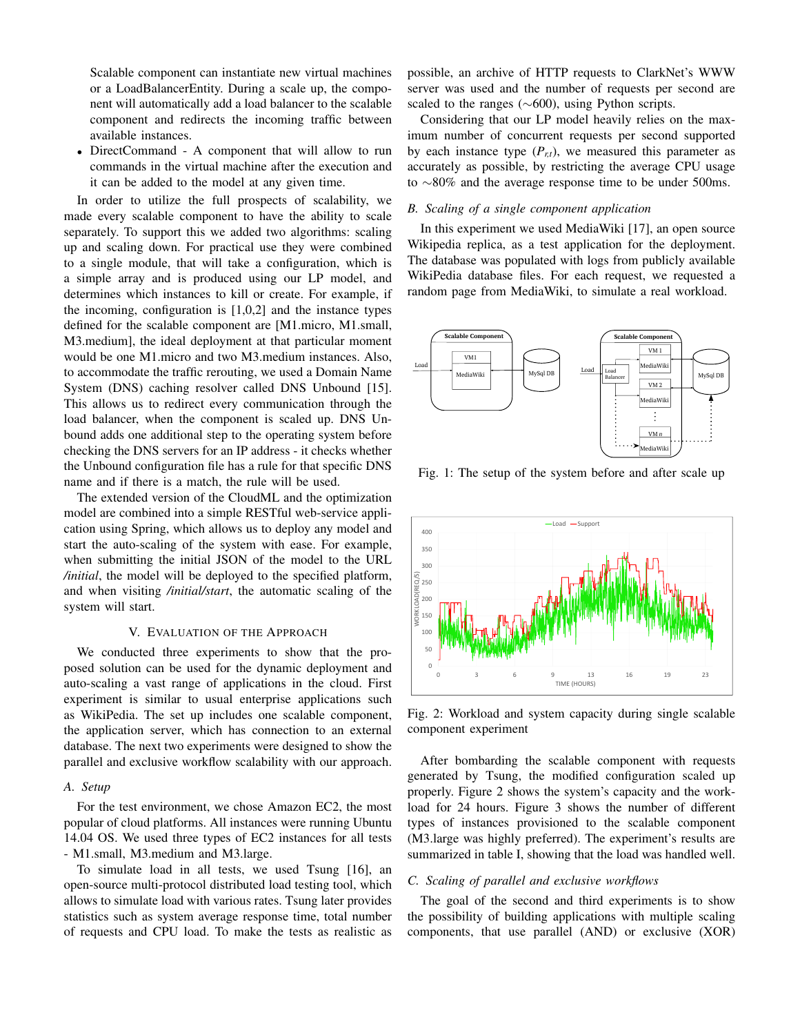Scalable component can instantiate new virtual machines or a LoadBalancerEntity. During a scale up, the component will automatically add a load balancer to the scalable component and redirects the incoming traffic between available instances.

- DirectCommand - A component that will allow to run commands in the virtual machine after the execution and it can be added to the model at any given time.

In order to utilize the full prospects of scalability, we made every scalable component to have the ability to scale separately. To support this we added two algorithms: scaling up and scaling down. For practical use they were combined to a single module, that will take a configuration, which is a simple array and is produced using our LP model, and determines which instances to kill or create. For example, if the incoming, configuration is [1,0,2] and the instance types defined for the scalable component are [M1.micro, M1.small, M3.medium], the ideal deployment at that particular moment would be one M1.micro and two M3.medium instances. Also, to accommodate the traffic rerouting, we used a Domain Name System (DNS) caching resolver called DNS Unbound [15]. This allows us to redirect every communication through the load balancer, when the component is scaled up. DNS Unbound adds one additional step to the operating system before checking the DNS servers for an IP address - it checks whether the Unbound configuration file has a rule for that specific DNS name and if there is a match, the rule will be used.

The extended version of the CloudML and the optimization model are combined into a simple RESTful web-service application using Spring, which allows us to deploy any model and start the auto-scaling of the system with ease. For example, when submitting the initial JSON of the model to the URL */initial*, the model will be deployed to the specified platform, and when visiting */initial/start*, the automatic scaling of the system will start.

## V. Evaluation of the Approach

We conducted three experiments to show that the proposed solution can be used for the dynamic deployment and auto-scaling a vast range of applications in the cloud. First experiment is similar to usual enterprise applications such as WikiPedia. The set up includes one scalable component, the application server, which has connection to an external database. The next two experiments were designed to show the parallel and exclusive workflow scalability with our approach.

### A. Setup

For the test environment, we chose Amazon EC2, the most popular of cloud platforms. All instances were running Ubuntu 14.04 OS. We used three types of EC2 instances for all tests - M1.small, M3.medium and M3.large.

To simulate load in all tests, we used Tsung [16], an open-source multi-protocol distributed load testing tool, which allows to simulate load with various rates. Tsung later provides statistics such as system average response time, total number of requests and CPU load. To make the tests as realistic as possible, an archive of HTTP requests to ClarkNet's WWW server was used and the number of requests per second are scaled to the ranges (∼600), using Python scripts.

Considering that our LP model heavily relies on the maximum number of concurrent requests per second supported by each instance type ($P_{r,t}$), we measured this parameter as accurately as possible, by restricting the average CPU usage to ∼80% and the average response time to be under 500ms.

### B. Scaling of a single component application

In this experiment we used MediaWiki [17], an open source Wikipedia replica, as a test application for the deployment. The database was populated with logs from publicly available WikiPedia database files. For each request, we requested a random page from MediaWiki, to simulate a real workload.

Fig. 1: The setup of the system before and after scale up

Fig. 2: Workload and system capacity during single scalable component experiment

After bombarding the scalable component with requests generated by Tsung, the modified configuration scaled up properly. Figure 2 shows the system's capacity and the workload for 24 hours. Figure 3 shows the number of different types of instances provisioned to the scalable component (M3.large was highly preferred). The experiment's results are summarized in table I, showing that the load was handled well.

### C. Scaling of parallel and exclusive workflows

The goal of the second and third experiments is to show the possibility of building applications with multiple scaling components, that use parallel (AND) or exclusive (XOR)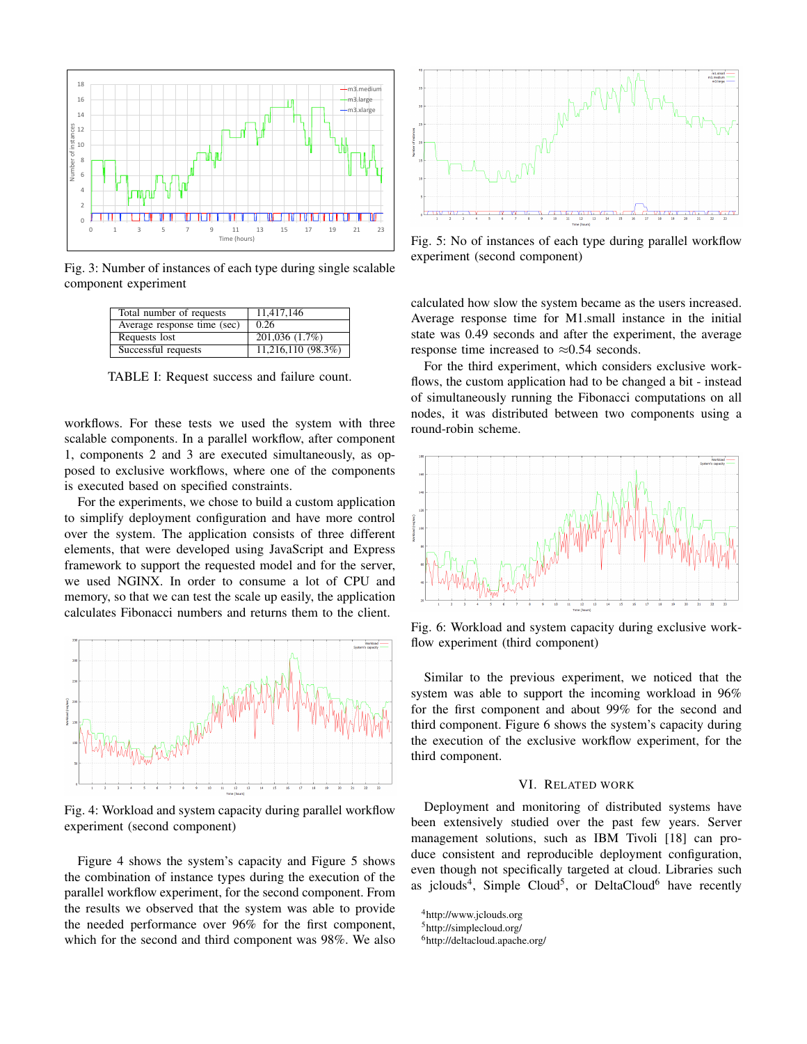Fig. 3: Number of instances of each type during single scalable component experiment

| Total number of requests | 11,417,146 |
|---|---|
| Average response time (sec) | 0.26 |
| Requests lost | 201,036 (1.7%) |
| Successful requests | 11,216,110 (98.3%) |

TABLE I: Request success and failure count.

workflows. For these tests we used the system with three scalable components. In a parallel workflow, after component 1, components 2 and 3 are executed simultaneously, as opposed to exclusive workflows, where one of the components is executed based on specified constraints.

For the experiments, we chose to build a custom application to simplify deployment configuration and have more control over the system. The application consists of three different elements, that were developed using JavaScript and Express framework to support the requested model and for the server, we used NGINX. In order to consume a lot of CPU and memory, so that we can test the scale up easily, the application calculates Fibonacci numbers and returns them to the client.

Fig. 4: Workload and system capacity during parallel workflow experiment (second component)

Figure 4 shows the system's capacity and Figure 5 shows the combination of instance types during the execution of the parallel workflow experiment, for the second component. From the results we observed that the system was able to provide the needed performance over 96% for the first component, which for the second and third component was 98%. We also calculated how slow the system became as the users increased. Average response time for M1.small instance in the initial state was 0.49 seconds and after the experiment, the average response time increased to ≈0.54 seconds.

Fig. 5: No of instances of each type during parallel workflow experiment (second component)

For the third experiment, which considers exclusive workflows, the custom application had to be changed a bit - instead of simultaneously running the Fibonacci computations on all nodes, it was distributed between two components using a round-robin scheme.

Fig. 6: Workload and system capacity during exclusive workflow experiment (third component)

Similar to the previous experiment, we noticed that the system was able to support the incoming workload in 96% for the first component and about 99% for the second and third component. Figure 6 shows the system's capacity during the execution of the exclusive workflow experiment, for the third component.

## VI. Related Work

Deployment and monitoring of distributed systems have been extensively studied over the past few years. Server management solutions, such as IBM Tivoli [18] can produce consistent and reproducible deployment configuration, even though not specifically targeted at cloud. Libraries such as jclouds[4], Simple Cloud[5], or DeltaCloud[6] have recently

[4]http://www.jclouds.org
[5]http://simplecloud.org/
[6]http://deltacloud.apache.org/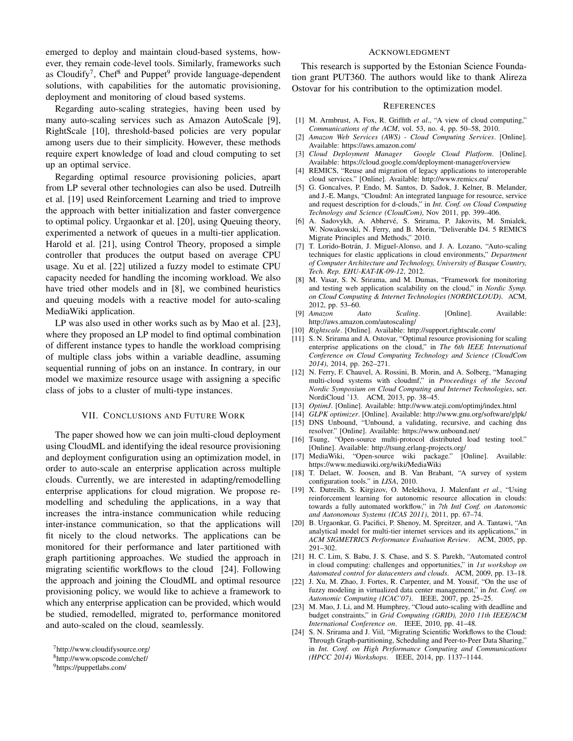emerged to deploy and maintain cloud-based systems, however, they remain code-level tools. Similarly, frameworks such as Cloudify[7], Chef[8] and Puppet[9] provide language-dependent solutions, with capabilities for the automatic provisioning, deployment and monitoring of cloud based systems.

Regarding auto-scaling strategies, having been used by many auto-scaling services such as Amazon AutoScale [9], RightScale [10], threshold-based policies are very popular among users due to their simplicity. However, these methods require expert knowledge of load and cloud computing to set up an optimal service.

Regarding optimal resource provisioning policies, apart from LP several other technologies can also be used. Dutreilh et al. [19] used Reinforcement Learning and tried to improve the approach with better initialization and faster convergence to optimal policy. Urgaonkar et al. [20], using Queuing theory, experimented a network of queues in a multi-tier application. Harold et al. [21], using Control Theory, proposed a simple controller that produces the output based on average CPU usage. Xu et al. [22] utilized a fuzzy model to estimate CPU capacity needed for handling the incoming workload. We also have tried other models and in [8], we combined heuristics and queuing models with a reactive model for auto-scaling MediaWiki application.

LP was also used in other works such as by Mao et al. [23], where they proposed an LP model to find optimal combination of different instance types to handle the workload comprising of multiple class jobs within a variable deadline, assuming sequential running of jobs on an instance. In contrary, in our model we maximize resource usage with assigning a specific class of jobs to a cluster of multi-type instances.

## VII. Conclusions and Future Work

The paper showed how we can join multi-cloud deployment using CloudML and identifying the ideal resource provisioning and deployment configuration using an optimization model, in order to auto-scale an enterprise application across multiple clouds. Currently, we are interested in adapting/remodelling enterprise applications for cloud migration. We propose remodelling and scheduling the applications, in a way that increases the intra-instance communication while reducing inter-instance communication, so that the applications will fit nicely to the cloud networks. The applications can be monitored for their performance and later partitioned with graph partitioning approaches. We studied the approach in migrating scientific workflows to the cloud [24]. Following the approach and joining the CloudML and optimal resource provisioning policy, we would like to achieve a framework to which any enterprise application can be provided, which would be studied, remodelled, migrated to, performance monitored and auto-scaled on the cloud, seamlessly.

[7] http://www.cloudifysource.org/

[8] http://www.opscode.com/chef/

[9] https://puppetlabs.com/

## Acknowledgment

This research is supported by the Estonian Science Foundation grant PUT360. The authors would like to thank Alireza Ostovar for his contribution to the optimization model.

## References

[1] M. Armbrust, A. Fox, R. Griffith *et al.*, "A view of cloud computing," *Communications of the ACM*, vol. 53, no. 4, pp. 50–58, 2010.

[2] *Amazon Web Services (AWS) - Cloud Computing Services*. [Online]. Available: https://aws.amazon.com/

[3] *Cloud Deployment Manager Google Cloud Platform*. [Online]. Available: https://cloud.google.com/deployment-manager/overview

[4] REMICS, "Reuse and migration of legacy applications to interoperable cloud services." [Online]. Available: http://www.remics.eu/

[5] G. Goncalves, P. Endo, M. Santos, D. Sadok, J. Kelner, B. Melander, and J.-E. Mangs, "Cloudml: An integrated language for resource, service and request description for d-clouds," in *Int. Conf. on Cloud Computing Technology and Science (CloudCom)*, Nov 2011, pp. 399–406.

[6] A. Sadovykh, A. Abhervé, S. Srirama, P. Jakovits, M. Smialek, W. Nowakowski, N. Ferry, and B. Morin, "Deliverable D4. 5 REMICS Migrate Principles and Methods," 2010.

[7] T. Lorido-Botrán, J. Miguel-Alonso, and J. A. Lozano, "Auto-scaling techniques for elastic applications in cloud environments," *Department of Computer Architecture and Technology, University of Basque Country, Tech. Rep. EHU-KAT-IK-09-12*, 2012.

[8] M. Vasar, S. N. Srirama, and M. Dumas, "Framework for monitoring and testing web application scalability on the cloud," in *Nordic Symp. on Cloud Computing & Internet Technologies (NORDICLOUD)*. ACM, 2012, pp. 53–60.

[9] *Amazon Auto Scaling*. [Online]. Available: http://aws.amazon.com/autoscaling/

[10] *Rightscale*. [Online]. Available: http://support.rightscale.com/

[11] S. N. Srirama and A. Ostovar, "Optimal resource provisioning for scaling enterprise applications on the cloud," in *The 6th IEEE International Conference on Cloud Computing Technology and Science (CloudCom 2014)*, 2014, pp. 262–271.

[12] N. Ferry, F. Chauvel, A. Rossini, B. Morin, and A. Solberg, "Managing multi-cloud systems with cloudmf," in *Proceedings of the Second Nordic Symposium on Cloud Computing and Internet Technologies*, ser. NordiCloud '13. ACM, 2013, pp. 38–45.

[13] *OptimJ*. [Online]. Available: http://www.ateji.com/optimj/index.html

[14] *GLPK optimizer*. [Online]. Available: http://www.gnu.org/software/glpk/

[15] DNS Unbound, "Unbound, a validating, recursive, and caching dns resolver." [Online]. Available: https://www.unbound.net/

[16] Tsung, "Open-source multi-protocol distributed load testing tool." [Online]. Available: http://tsung.erlang-projects.org/

[17] MediaWiki, "Open-source wiki package." [Online]. Available: https://www.mediawiki.org/wiki/MediaWiki

[18] T. Delaet, W. Joosen, and B. Van Brabant, "A survey of system configuration tools." in *LISA*, 2010.

[19] X. Dutreilh, S. Kirgizov, O. Melekhova, J. Malenfant *et al.*, "Using reinforcement learning for autonomic resource allocation in clouds: towards a fully automated workflow," in *7th Intl Conf. on Autonomic and Autonomous Systems (ICAS 2011)*, 2011, pp. 67–74.

[20] B. Urgaonkar, G. Pacifici, P. Shenoy, M. Spreitzer, and A. Tantawi, "An analytical model for multi-tier internet services and its applications," in *ACM SIGMETRICS Performance Evaluation Review*. ACM, 2005, pp. 291–302.

[21] H. C. Lim, S. Babu, J. S. Chase, and S. S. Parekh, "Automated control in cloud computing: challenges and opportunities," in *1st workshop on Automated control for datacenters and clouds*. ACM, 2009, pp. 13–18.

[22] J. Xu, M. Zhao, J. Fortes, R. Carpenter, and M. Yousif, "On the use of fuzzy modeling in virtualized data center management," in *Int. Conf. on Autonomic Computing (ICAC'07)*. IEEE, 2007, pp. 25–25.

[23] M. Mao, J. Li, and M. Humphrey, "Cloud auto-scaling with deadline and budget constraints," in *Grid Computing (GRID), 2010 11th IEEE/ACM International Conference on*. IEEE, 2010, pp. 41–48.

[24] S. N. Srirama and J. Viil, "Migrating Scientific Workflows to the Cloud: Through Graph-partitioning, Scheduling and Peer-to-Peer Data Sharing," in *Int. Conf. on High Performance Computing and Communications (HPCC 2014) Workshops*. IEEE, 2014, pp. 1137–1144.